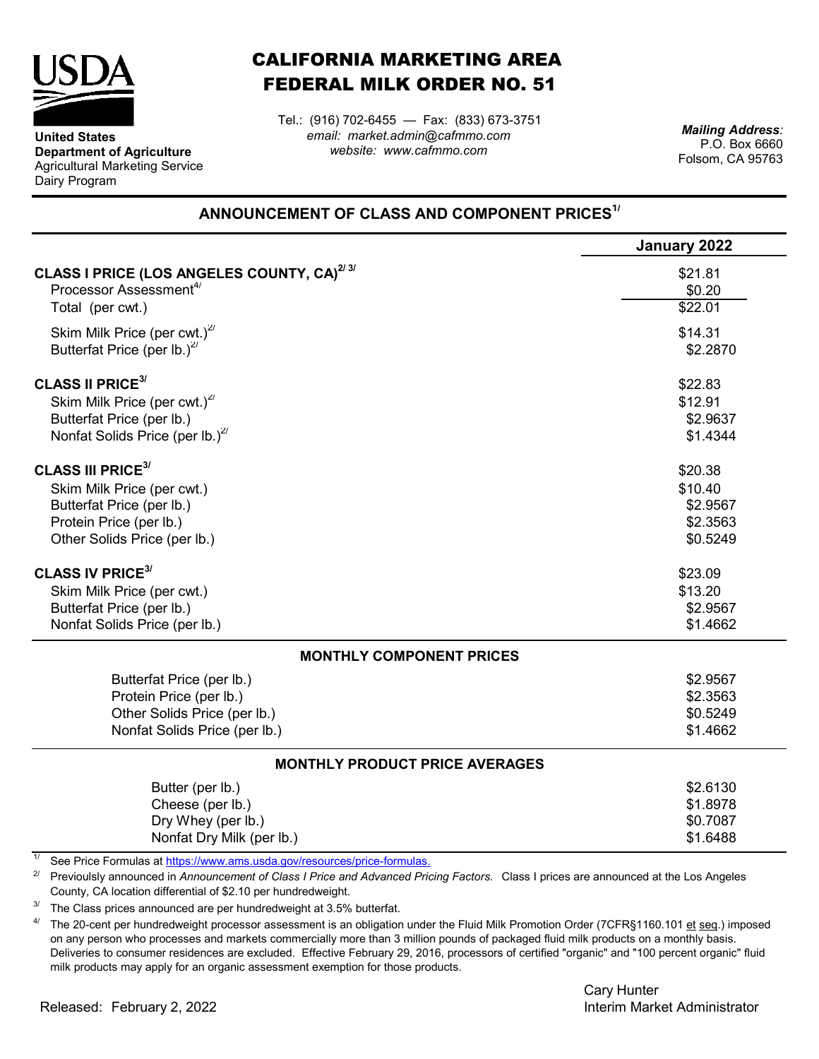United States
Department of Agriculture
Agricultural Marketing Service
Dairy Program

# CALIFORNIA MARKETING AREA
# FEDERAL MILK ORDER NO. 51

Tel.: (916) 702-6455 — Fax: (833) 673-3751
*email: market.admin@cafmmo.com*
*website: www.cafmmo.com*

*Mailing Address:*
P.O. Box 6660
Folsom, CA 95763

## ANNOUNCEMENT OF CLASS AND COMPONENT PRICES[1/]

| | January 2022 |
|---|---|
| **CLASS I PRICE (LOS ANGELES COUNTY, CA)[2/ 3/]** | $21.81 |
| Processor Assessment[4/] | $0.20 |
| Total (per cwt.) | $22.01 |
| Skim Milk Price (per cwt.)[2/] | $14.31 |
| Butterfat Price (per lb.)[2/] | $2.2870 |
| **CLASS II PRICE[3/]** | $22.83 |
| Skim Milk Price (per cwt.)[2/] | $12.91 |
| Butterfat Price (per lb.) | $2.9637 |
| Nonfat Solids Price (per lb.)[2/] | $1.4344 |
| **CLASS III PRICE[3/]** | $20.38 |
| Skim Milk Price (per cwt.) | $10.40 |
| Butterfat Price (per lb.) | $2.9567 |
| Protein Price (per lb.) | $2.3563 |
| Other Solids Price (per lb.) | $0.5249 |
| **CLASS IV PRICE[3/]** | $23.09 |
| Skim Milk Price (per cwt.) | $13.20 |
| Butterfat Price (per lb.) | $2.9567 |
| Nonfat Solids Price (per lb.) | $1.4662 |

### MONTHLY COMPONENT PRICES

| | |
|---|---|
| Butterfat Price (per lb.) | $2.9567 |
| Protein Price (per lb.) | $2.3563 |
| Other Solids Price (per lb.) | $0.5249 |
| Nonfat Solids Price (per lb.) | $1.4662 |

### MONTHLY PRODUCT PRICE AVERAGES

| | |
|---|---|
| Butter (per lb.) | $2.6130 |
| Cheese (per lb.) | $1.8978 |
| Dry Whey (per lb.) | $0.7087 |
| Nonfat Dry Milk (per lb.) | $1.6488 |

[1/] See Price Formulas at https://www.ams.usda.gov/resources/price-formulas.

[2/] Previously announced in *Announcement of Class I Price and Advanced Pricing Factors.* Class I prices are announced at the Los Angeles County, CA location differential of $2.10 per hundredweight.

[3/] The Class prices announced are per hundredweight at 3.5% butterfat.

[4/] The 20-cent per hundredweight processor assessment is an obligation under the Fluid Milk Promotion Order (7CFR§1160.101 et seq.) imposed on any person who processes and markets commercially more than 3 million pounds of packaged fluid milk products on a monthly basis. Deliveries to consumer residences are excluded. Effective February 29, 2016, processors of certified "organic" and "100 percent organic" fluid milk products may apply for an organic assessment exemption for those products.

Released: February 2, 2022

Cary Hunter
Interim Market Administrator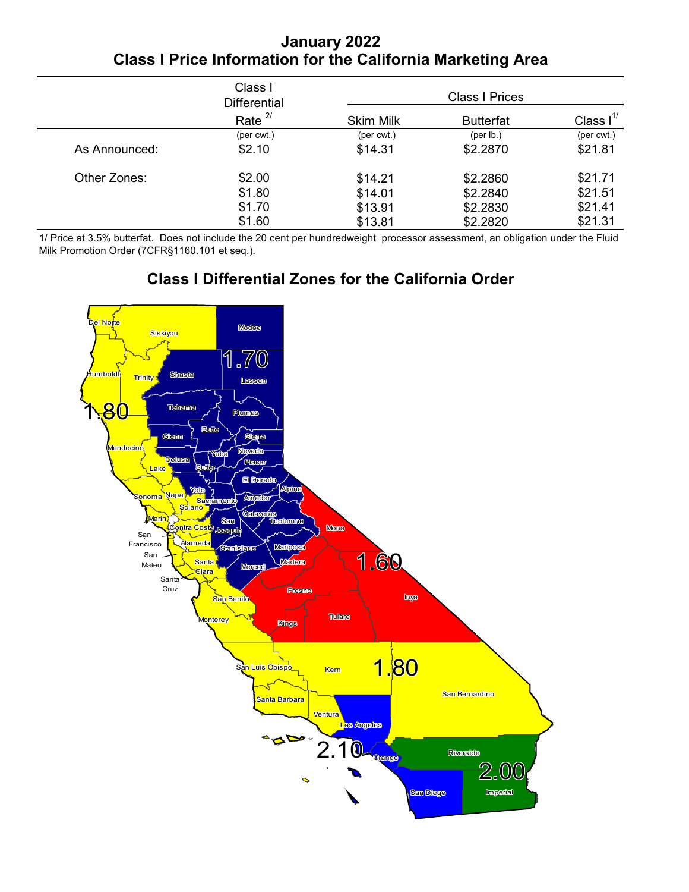# January 2022
# Class I Price Information for the California Marketing Area

| | Class I Differential Rate [2/] | Class I Prices | | |
|---|---|---|---|---|
| | | Skim Milk | Butterfat | Class I [1/] |
| | (per cwt.) | (per cwt.) | (per lb.) | (per cwt.) |
| As Announced: | $2.10 | $14.31 | $2.2870 | $21.81 |
| Other Zones: | $2.00 | $14.21 | $2.2860 | $21.71 |
| | $1.80 | $14.01 | $2.2840 | $21.51 |
| | $1.70 | $13.91 | $2.2830 | $21.41 |
| | $1.60 | $13.81 | $2.2820 | $21.31 |

1/ Price at 3.5% butterfat. Does not include the 20 cent per hundredweight processor assessment, an obligation under the Fluid Milk Promotion Order (7CFR§1160.101 et seq.).

## Class I Differential Zones for the California Order

Del Norte
Siskiyou
Modoc
1.70
Humboldt
Trinity
Shasta
Lassen
1.80
Tehama
Plumas
Butte
Glenn
Sierra
Mendocino
Yuba
Nevada
Colusa
Placer
Lake
Sutter
El Dorado
Yolo
Alpine
Sonoma
Napa
Amador
Sacramento
Solano
Calaveras
Marin
San Joaquin
Tuolumne
Contra Costa
Mono
San Francisco
Alameda
Stanislaus
San Mateo
Mariposa
Santa Clara
Madera
1.60
Merced
Santa Cruz
Fresno
San Benito
Inyo
Tulare
Monterey
Kings
San Luis Obispo
Kern
1.80
San Bernardino
Santa Barbara
Ventura
Los Angeles
2.10
Orange
Riverside
2.00
San Diego
Imperial